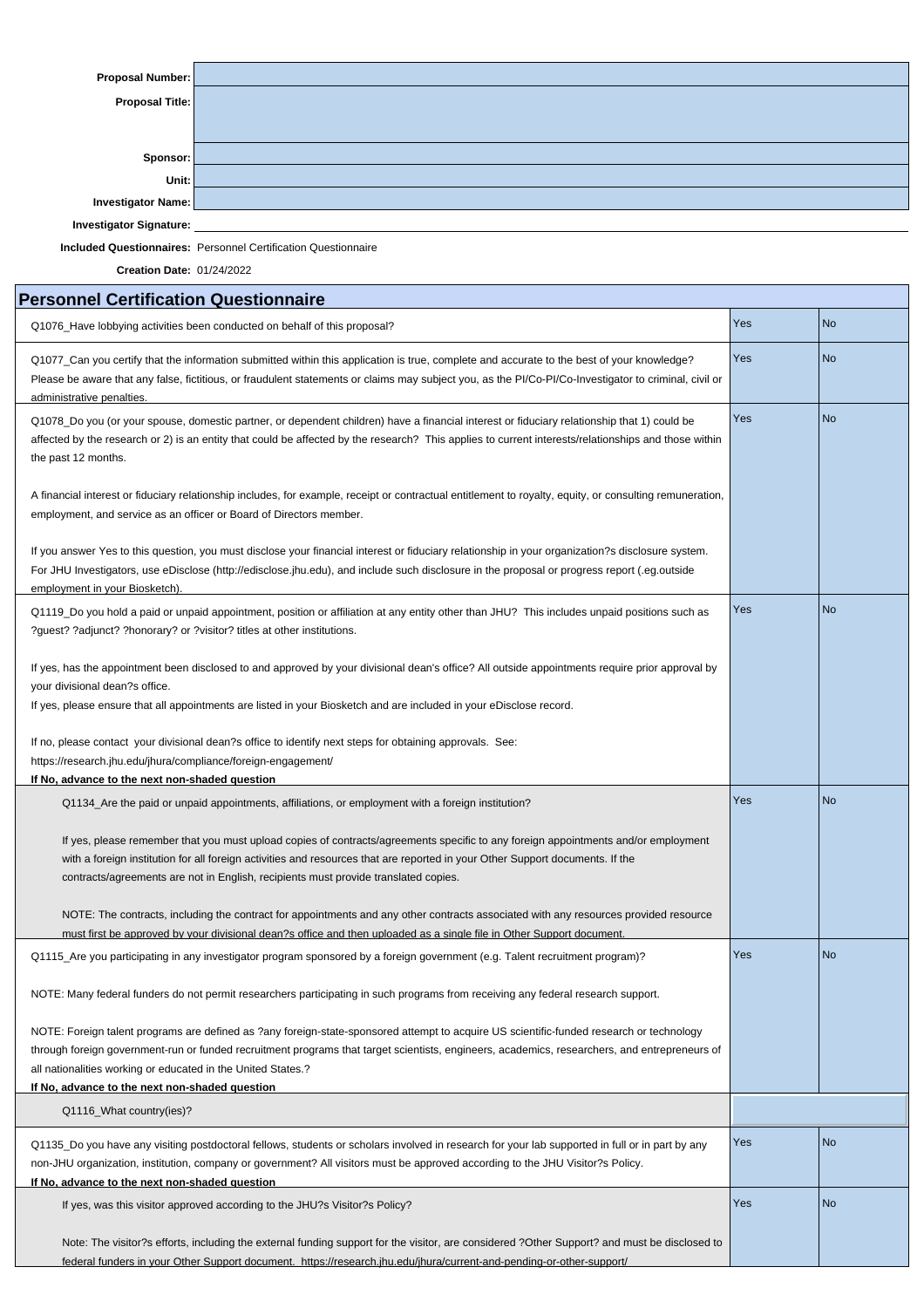| | |
|---|---|
| **Proposal Number:** | |
| **Proposal Title:** | |
| **Sponsor:** | |
| **Unit:** | |
| **Investigator Name:** | |
| **Investigator Signature:** | |

**Included Questionnaires:** Personnel Certification Questionnaire

**Creation Date:** 01/24/2022

## Personnel Certification Questionnaire

| Question | Yes | No |
|---|---|---|
| Q1076_Have lobbying activities been conducted on behalf of this proposal? | Yes | No |
| Q1077_Can you certify that the information submitted within this application is true, complete and accurate to the best of your knowledge? Please be aware that any false, fictitious, or fraudulent statements or claims may subject you, as the PI/Co-PI/Co-Investigator to criminal, civil or administrative penalties. | Yes | No |
| Q1078_Do you (or your spouse, domestic partner, or dependent children) have a financial interest or fiduciary relationship that 1) could be affected by the research or 2) is an entity that could be affected by the research? This applies to current interests/relationships and those within the past 12 months.<br><br>A financial interest or fiduciary relationship includes, for example, receipt or contractual entitlement to royalty, equity, or consulting remuneration, employment, and service as an officer or Board of Directors member.<br><br>If you answer Yes to this question, you must disclose your financial interest or fiduciary relationship in your organization?s disclosure system. For JHU Investigators, use eDisclose (http://edisclose.jhu.edu), and include such disclosure in the proposal or progress report (.eg.outside employment in your Biosketch). | Yes | No |
| Q1119_Do you hold a paid or unpaid appointment, position or affiliation at any entity other than JHU? This includes unpaid positions such as ?guest? ?adjunct? ?honorary? or ?visitor? titles at other institutions.<br><br>If yes, has the appointment been disclosed to and approved by your divisional dean's office? All outside appointments require prior approval by your divisional dean?s office.<br>If yes, please ensure that all appointments are listed in your Biosketch and are included in your eDisclose record.<br><br>If no, please contact your divisional dean?s office to identify next steps for obtaining approvals. See: https://research.jhu.edu/jhura/compliance/foreign-engagement/<br>**If No, advance to the next non-shaded question** | Yes | No |
| Q1134_Are the paid or unpaid appointments, affiliations, or employment with a foreign institution?<br><br>If yes, please remember that you must upload copies of contracts/agreements specific to any foreign appointments and/or employment with a foreign institution for all foreign activities and resources that are reported in your Other Support documents. If the contracts/agreements are not in English, recipients must provide translated copies.<br><br>NOTE: The contracts, including the contract for appointments and any other contracts associated with any resources provided resource must first be approved by your divisional dean?s office and then uploaded as a single file in Other Support document. | Yes | No |
| Q1115_Are you participating in any investigator program sponsored by a foreign government (e.g. Talent recruitment program)?<br><br>NOTE: Many federal funders do not permit researchers participating in such programs from receiving any federal research support.<br><br>NOTE: Foreign talent programs are defined as ?any foreign-state-sponsored attempt to acquire US scientific-funded research or technology through foreign government-run or funded recruitment programs that target scientists, engineers, academics, researchers, and entrepreneurs of all nationalities working or educated in the United States.?<br>**If No, advance to the next non-shaded question** | Yes | No |
| Q1116_What country(ies)? | | |
| Q1135_Do you have any visiting postdoctoral fellows, students or scholars involved in research for your lab supported in full or in part by any non-JHU organization, institution, company or government? All visitors must be approved according to the JHU Visitor?s Policy.<br>**If No, advance to the next non-shaded question** | Yes | No |
| If yes, was this visitor approved according to the JHU?s Visitor?s Policy?<br><br>Note: The visitor?s efforts, including the external funding support for the visitor, are considered ?Other Support? and must be disclosed to federal funders in your Other Support document. https://research.jhu.edu/jhura/current-and-pending-or-other-support/ | Yes | No |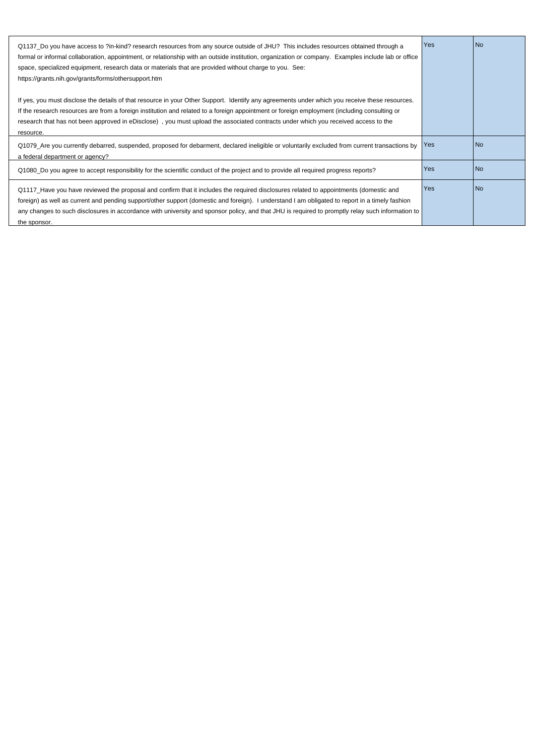| | | |
|---|---|---|
| Q1137_Do you have access to ?in-kind? research resources from any source outside of JHU? This includes resources obtained through a formal or informal collaboration, appointment, or relationship with an outside institution, organization or company. Examples include lab or office space, specialized equipment, research data or materials that are provided without charge to you. See: https://grants.nih.gov/grants/forms/othersupport.htm<br><br>If yes, you must disclose the details of that resource in your Other Support. Identify any agreements under which you receive these resources. If the research resources are from a foreign institution and related to a foreign appointment or foreign employment (including consulting or research that has not been approved in eDisclose) , you must upload the associated contracts under which you received access to the resource. | Yes | No |
| Q1079_Are you currently debarred, suspended, proposed for debarment, declared ineligible or voluntarily excluded from current transactions by a federal department or agency? | Yes | No |
| Q1080_Do you agree to accept responsibility for the scientific conduct of the project and to provide all required progress reports? | Yes | No |
| Q1117_Have you have reviewed the proposal and confirm that it includes the required disclosures related to appointments (domestic and foreign) as well as current and pending support/other support (domestic and foreign). I understand I am obligated to report in a timely fashion any changes to such disclosures in accordance with university and sponsor policy, and that JHU is required to promptly relay such information to the sponsor. | Yes | No |